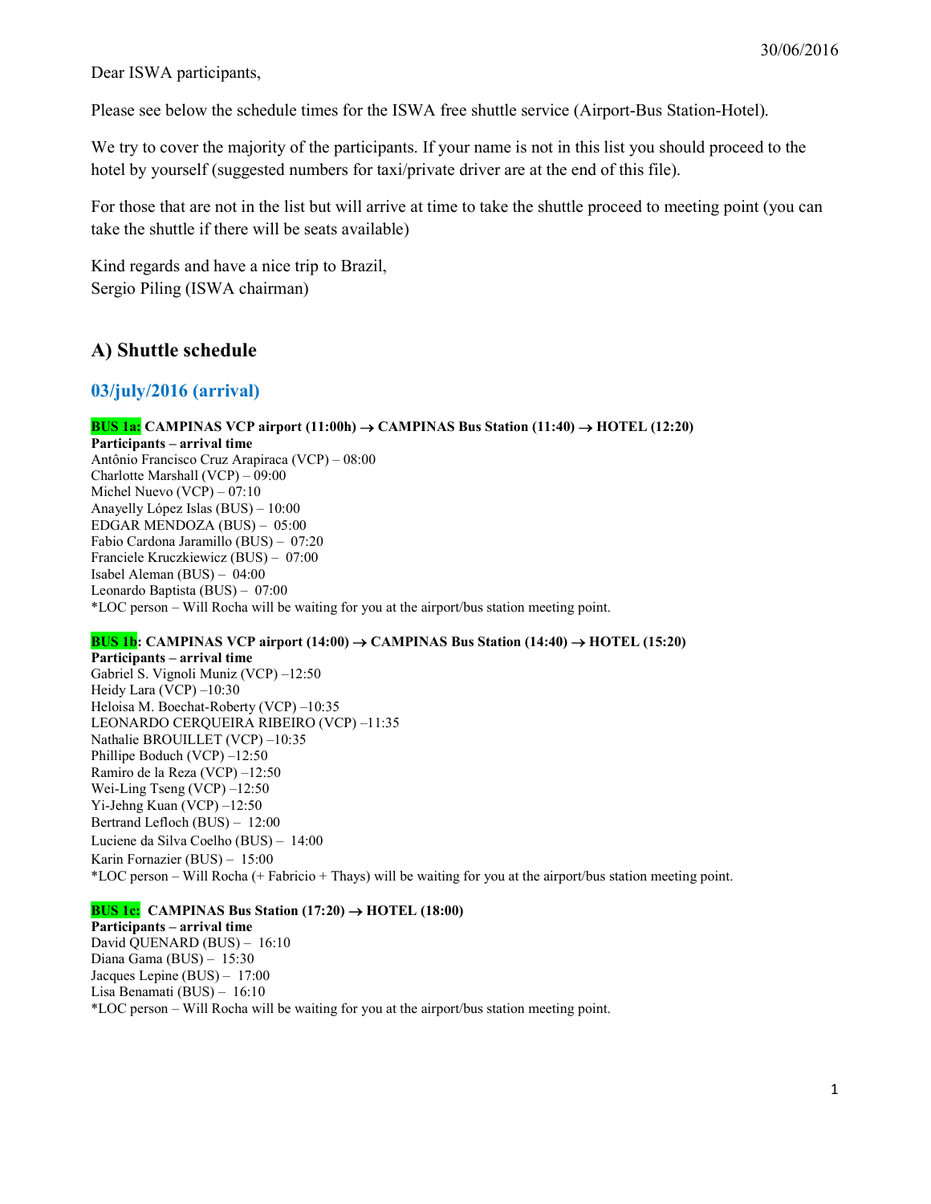30/06/2016

Dear ISWA participants,

Please see below the schedule times for the ISWA free shuttle service (Airport-Bus Station-Hotel).

We try to cover the majority of the participants. If your name is not in this list you should proceed to the hotel by yourself (suggested numbers for taxi/private driver are at the end of this file).

For those that are not in the list but will arrive at time to take the shuttle proceed to meeting point (you can take the shuttle if there will be seats available)

Kind regards and have a nice trip to Brazil,
Sergio Piling (ISWA chairman)

## A) Shuttle schedule

### 03/july/2016 (arrival)

**BUS 1a: CAMPINAS VCP airport (11:00h) → CAMPINAS Bus Station (11:40) → HOTEL (12:20)**

**Participants – arrival time**
Antônio Francisco Cruz Arapiraca (VCP) – 08:00
Charlotte Marshall (VCP) – 09:00
Michel Nuevo (VCP) – 07:10
Anayelly López Islas (BUS) – 10:00
EDGAR MENDOZA (BUS) – 05:00
Fabio Cardona Jaramillo (BUS) – 07:20
Franciele Kruczkiewicz (BUS) – 07:00
Isabel Aleman (BUS) – 04:00
Leonardo Baptista (BUS) – 07:00
*LOC person – Will Rocha will be waiting for you at the airport/bus station meeting point.

**BUS 1b: CAMPINAS VCP airport (14:00) → CAMPINAS Bus Station (14:40) → HOTEL (15:20)**

**Participants – arrival time**
Gabriel S. Vignoli Muniz (VCP) –12:50
Heidy Lara (VCP) –10:30
Heloisa M. Boechat-Roberty (VCP) –10:35
LEONARDO CERQUEIRA RIBEIRO (VCP) –11:35
Nathalie BROUILLET (VCP) –10:35
Phillipe Boduch (VCP) –12:50
Ramiro de la Reza (VCP) –12:50
Wei-Ling Tseng (VCP) –12:50
Yi-Jehng Kuan (VCP) –12:50
Bertrand Lefloch (BUS) – 12:00
Luciene da Silva Coelho (BUS) – 14:00
Karin Fornazier (BUS) – 15:00
*LOC person – Will Rocha (+ Fabricio + Thays) will be waiting for you at the airport/bus station meeting point.

**BUS 1c: CAMPINAS Bus Station (17:20) → HOTEL (18:00)**

**Participants – arrival time**
David QUENARD (BUS) – 16:10
Diana Gama (BUS) – 15:30
Jacques Lepine (BUS) – 17:00
Lisa Benamati (BUS) – 16:10
*LOC person – Will Rocha will be waiting for you at the airport/bus station meeting point.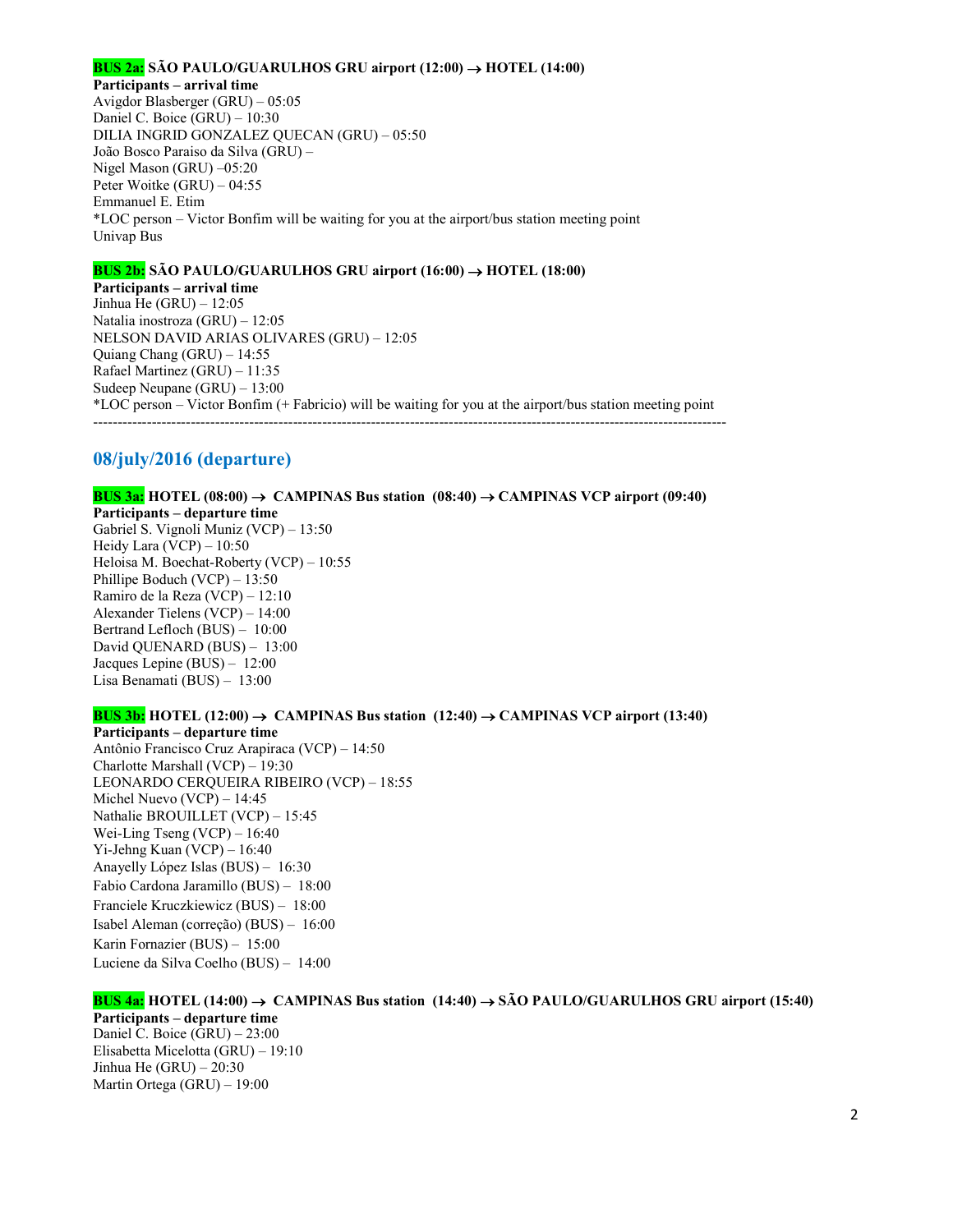**BUS 2a:** **SÃO PAULO/GUARULHOS GRU airport (12:00) → HOTEL (14:00)**

**Participants – arrival time**

Avigdor Blasberger (GRU) – 05:05
Daniel C. Boice (GRU) – 10:30
DILIA INGRID GONZALEZ QUECAN (GRU) – 05:50
João Bosco Paraiso da Silva (GRU) –
Nigel Mason (GRU) –05:20
Peter Woitke (GRU) – 04:55
Emmanuel E. Etim
*LOC person – Victor Bonfim will be waiting for you at the airport/bus station meeting point
Univap Bus

**BUS 2b:** **SÃO PAULO/GUARULHOS GRU airport (16:00) → HOTEL (18:00)**

**Participants – arrival time**

Jinhua He (GRU) – 12:05
Natalia inostroza (GRU) – 12:05
NELSON DAVID ARIAS OLIVARES (GRU) – 12:05
Quiang Chang (GRU) – 14:55
Rafael Martinez (GRU) – 11:35
Sudeep Neupane (GRU) – 13:00
*LOC person – Victor Bonfim (+ Fabricio) will be waiting for you at the airport/bus station meeting point

---

## 08/july/2016 (departure)

**BUS 3a:** **HOTEL (08:00) → CAMPINAS Bus station (08:40) → CAMPINAS VCP airport (09:40)**

**Participants – departure time**

Gabriel S. Vignoli Muniz (VCP) – 13:50
Heidy Lara (VCP) – 10:50
Heloisa M. Boechat-Roberty (VCP) – 10:55
Phillipe Boduch (VCP) – 13:50
Ramiro de la Reza (VCP) – 12:10
Alexander Tielens (VCP) – 14:00
Bertrand Lefloch (BUS) – 10:00
David QUENARD (BUS) – 13:00
Jacques Lepine (BUS) – 12:00
Lisa Benamati (BUS) – 13:00

**BUS 3b:** **HOTEL (12:00) → CAMPINAS Bus station (12:40) → CAMPINAS VCP airport (13:40)**

**Participants – departure time**

Antônio Francisco Cruz Arapiraca (VCP) – 14:50
Charlotte Marshall (VCP) – 19:30
LEONARDO CERQUEIRA RIBEIRO (VCP) – 18:55
Michel Nuevo (VCP) – 14:45
Nathalie BROUILLET (VCP) – 15:45
Wei-Ling Tseng (VCP) – 16:40
Yi-Jehng Kuan (VCP) – 16:40
Anayelly López Islas (BUS) – 16:30
Fabio Cardona Jaramillo (BUS) – 18:00
Franciele Kruczkiewicz (BUS) – 18:00
Isabel Aleman (correção) (BUS) – 16:00
Karin Fornazier (BUS) – 15:00
Luciene da Silva Coelho (BUS) – 14:00

**BUS 4a:** **HOTEL (14:00) → CAMPINAS Bus station (14:40) → SÃO PAULO/GUARULHOS GRU airport (15:40)**

**Participants – departure time**

Daniel C. Boice (GRU) – 23:00
Elisabetta Micelotta (GRU) – 19:10
Jinhua He (GRU) – 20:30
Martin Ortega (GRU) – 19:00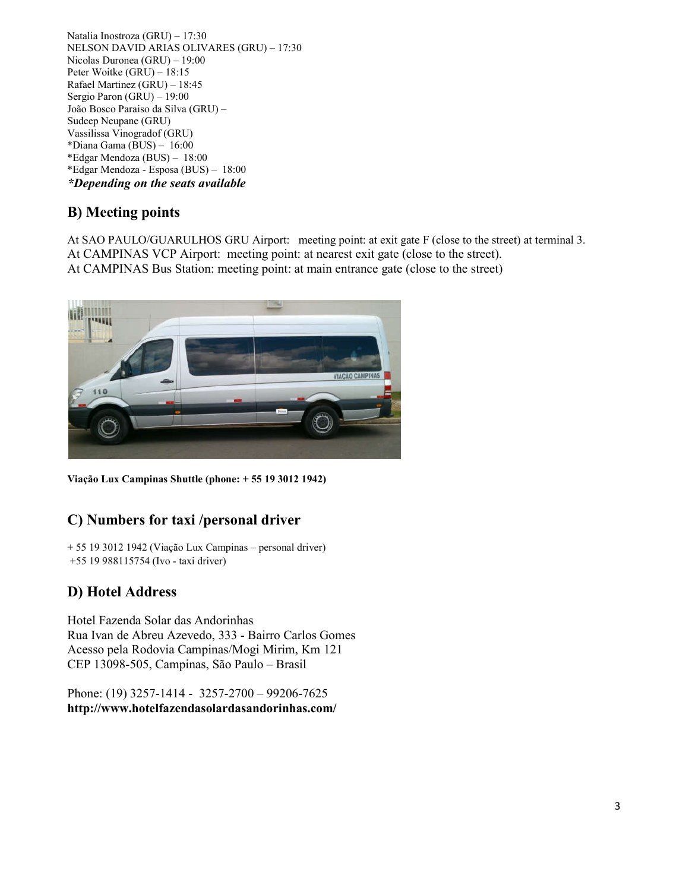Natalia Inostroza (GRU) – 17:30
NELSON DAVID ARIAS OLIVARES (GRU) – 17:30
Nicolas Duronea (GRU) – 19:00
Peter Woitke (GRU) – 18:15
Rafael Martinez (GRU) – 18:45
Sergio Paron (GRU) – 19:00
João Bosco Paraiso da Silva (GRU) –
Sudeep Neupane (GRU)
Vassilissa Vinogradof (GRU)
*Diana Gama (BUS) – 16:00
*Edgar Mendoza (BUS) – 18:00
*Edgar Mendoza - Esposa (BUS) – 18:00
***Depending on the seats available***

## B) Meeting points

At SAO PAULO/GUARULHOS GRU Airport: meeting point: at exit gate F (close to the street) at terminal 3.
At CAMPINAS VCP Airport: meeting point: at nearest exit gate (close to the street).
At CAMPINAS Bus Station: meeting point: at main entrance gate (close to the street)

**Viação Lux Campinas Shuttle (phone: + 55 19 3012 1942)**

## C) Numbers for taxi /personal driver

+ 55 19 3012 1942 (Viação Lux Campinas – personal driver)
+55 19 988115754 (Ivo - taxi driver)

## D) Hotel Address

Hotel Fazenda Solar das Andorinhas
Rua Ivan de Abreu Azevedo, 333 - Bairro Carlos Gomes
Acesso pela Rodovia Campinas/Mogi Mirim, Km 121
CEP 13098-505, Campinas, São Paulo – Brasil

Phone: (19) 3257-1414 - 3257-2700 – 99206-7625
**http://www.hotelfazendasolardasandorinhas.com/**